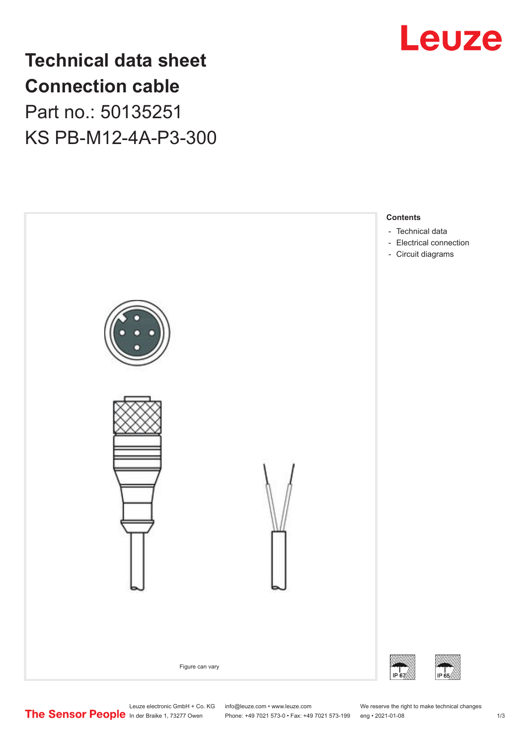# Technical data sheet
# Connection cable

Part no.: 50135251

KS PB-M12-4A-P3-300

**Contents**

- Technical data
- Electrical connection
- Circuit diagrams

Figure can vary

Leuze electronic GmbH + Co. KG
In der Braike 1, 73277 Owen

info@leuze.com • www.leuze.com
Phone: +49 7021 573-0 • Fax: +49 7021 573-199

We reserve the right to make technical changes
eng • 2021-01-08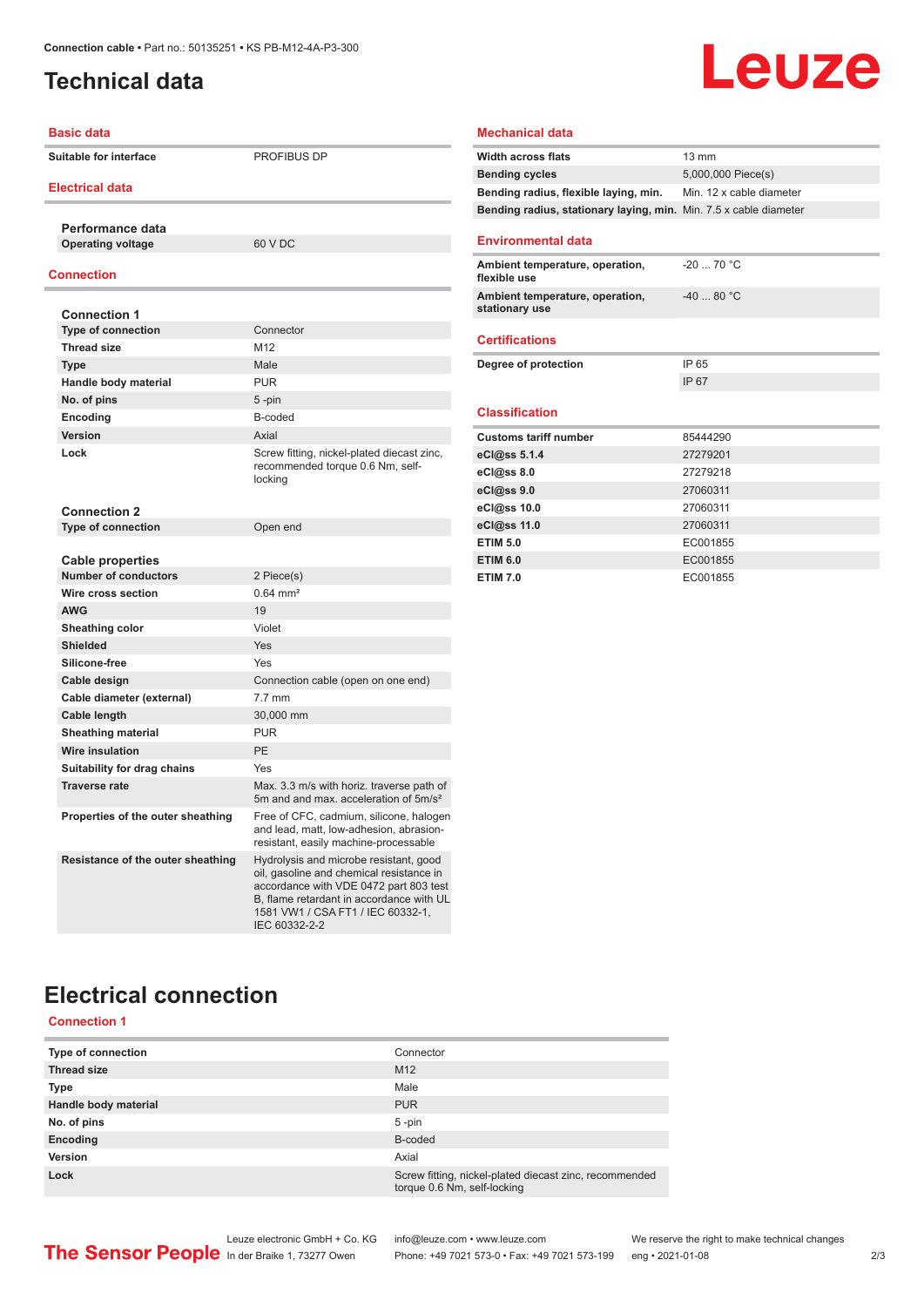# Technical data

## Basic data

| | |
|---|---|
| Suitable for interface | PROFIBUS DP |

## Electrical data

**Performance data**

| | |
|---|---|
| Operating voltage | 60 V DC |

## Connection

**Connection 1**

| | |
|---|---|
| Type of connection | Connector |
| Thread size | M12 |
| Type | Male |
| Handle body material | PUR |
| No. of pins | 5 -pin |
| Encoding | B-coded |
| Version | Axial |
| Lock | Screw fitting, nickel-plated diecast zinc, recommended torque 0.6 Nm, self-locking |

**Connection 2**

| | |
|---|---|
| Type of connection | Open end |

**Cable properties**

| | |
|---|---|
| Number of conductors | 2 Piece(s) |
| Wire cross section | 0.64 mm² |
| AWG | 19 |
| Sheathing color | Violet |
| Shielded | Yes |
| Silicone-free | Yes |
| Cable design | Connection cable (open on one end) |
| Cable diameter (external) | 7.7 mm |
| Cable length | 30,000 mm |
| Sheathing material | PUR |
| Wire insulation | PE |
| Suitability for drag chains | Yes |
| Traverse rate | Max. 3.3 m/s with horiz. traverse path of 5m and and max. acceleration of 5m/s² |
| Properties of the outer sheathing | Free of CFC, cadmium, silicone, halogen and lead, matt, low-adhesion, abrasion-resistant, easily machine-processable |
| Resistance of the outer sheathing | Hydrolysis and microbe resistant, good oil, gasoline and chemical resistance in accordance with VDE 0472 part 803 test B, flame retardant in accordance with UL 1581 VW1 / CSA FT1 / IEC 60332-1, IEC 60332-2-2 |

## Mechanical data

| | |
|---|---|
| Width across flats | 13 mm |
| Bending cycles | 5,000,000 Piece(s) |
| Bending radius, flexible laying, min. | Min. 12 x cable diameter |
| Bending radius, stationary laying, min. | Min. 7.5 x cable diameter |

## Environmental data

| | |
|---|---|
| Ambient temperature, operation, flexible use | -20 ... 70 °C |
| Ambient temperature, operation, stationary use | -40 ... 80 °C |

## Certifications

| | |
|---|---|
| Degree of protection | IP 65 |
| | IP 67 |

## Classification

| | |
|---|---|
| Customs tariff number | 85444290 |
| eCl@ss 5.1.4 | 27279201 |
| eCl@ss 8.0 | 27279218 |
| eCl@ss 9.0 | 27060311 |
| eCl@ss 10.0 | 27060311 |
| eCl@ss 11.0 | 27060311 |
| ETIM 5.0 | EC001855 |
| ETIM 6.0 | EC001855 |
| ETIM 7.0 | EC001855 |

# Electrical connection

## Connection 1

| | |
|---|---|
| Type of connection | Connector |
| Thread size | M12 |
| Type | Male |
| Handle body material | PUR |
| No. of pins | 5 -pin |
| Encoding | B-coded |
| Version | Axial |
| Lock | Screw fitting, nickel-plated diecast zinc, recommended torque 0.6 Nm, self-locking |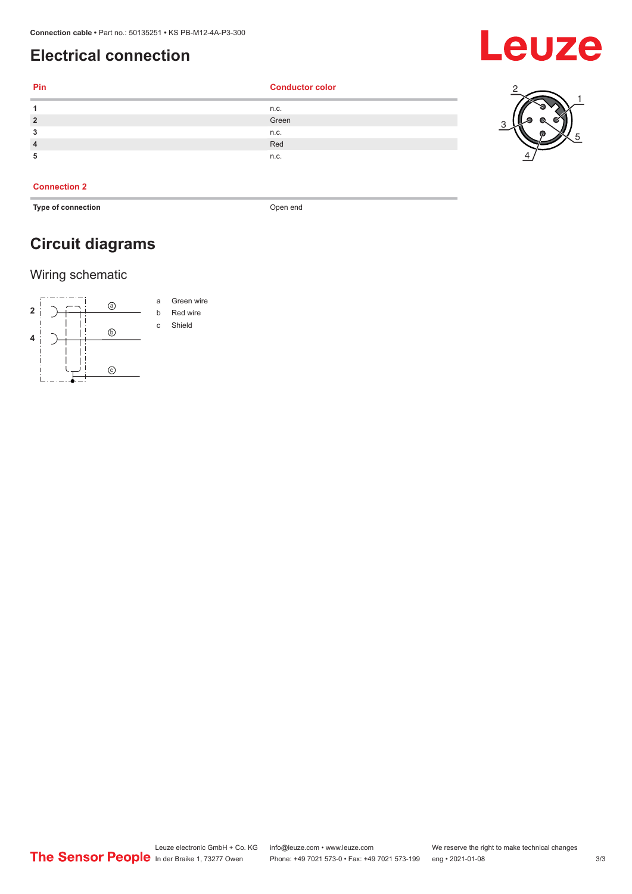## Electrical connection

| Pin | Conductor color |
|---|---|
| 1 | n.c. |
| 2 | Green |
| 3 | n.c. |
| 4 | Red |
| 5 | n.c. |

2
1
3
5
4

| Connection 2 | |
|---|---|
| Type of connection | Open end |

## Circuit diagrams

### Wiring schematic

2
4
a
b
c

a Green wire
b Red wire
c Shield